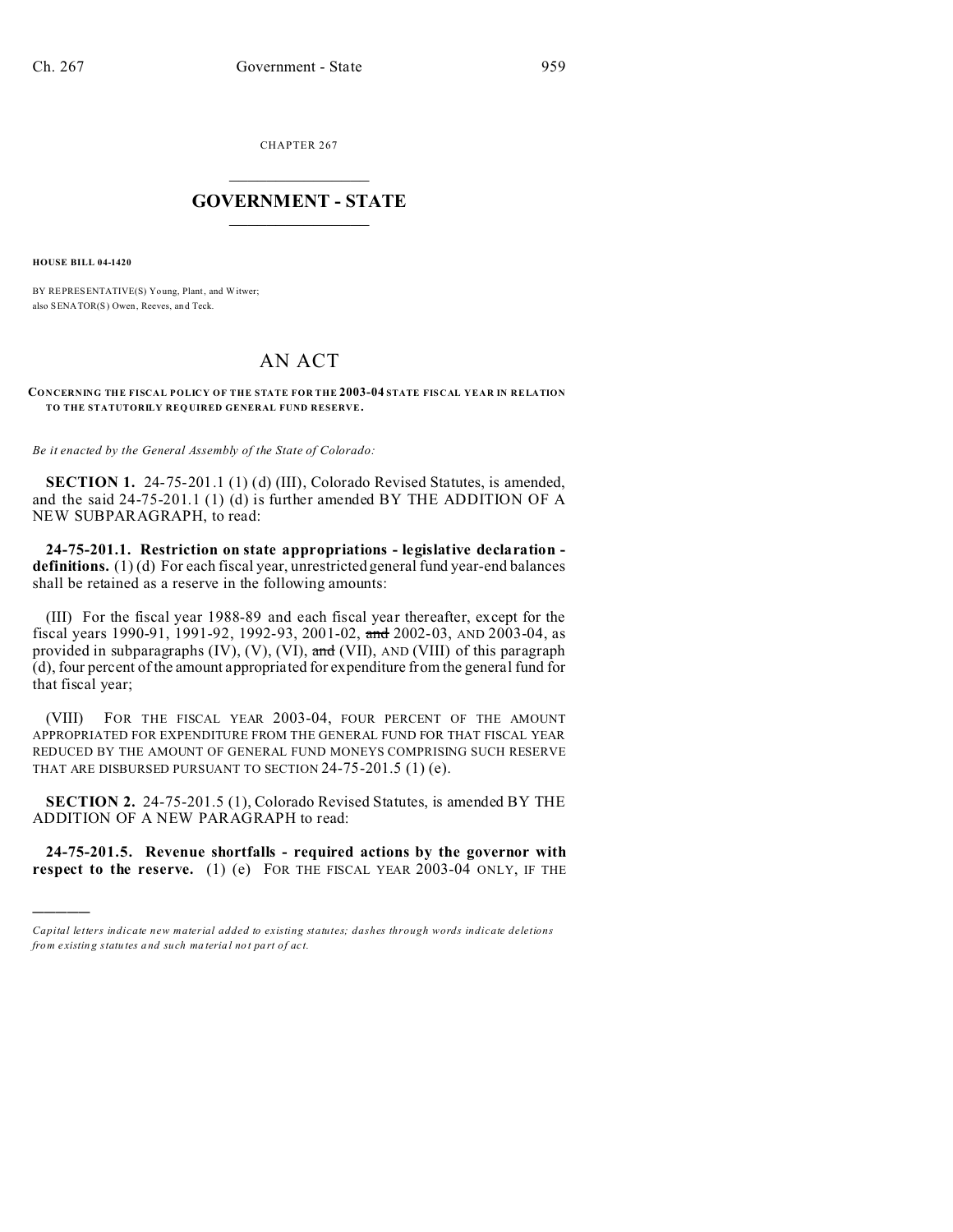CHAPTER 267

# GOVERNMENT - STATE

**HOUSE BILL 04-1420**

BY REPRESENTATIVE(S) Young, Plant, and Witwer;
also SENATOR(S) Owen, Reeves, and Teck.

# AN ACT

**CONCERNING THE FISCAL POLICY OF THE STATE FOR THE 2003-04 STATE FISCAL YEAR IN RELATION TO THE STATUTORILY REQUIRED GENERAL FUND RESERVE.**

*Be it enacted by the General Assembly of the State of Colorado:*

**SECTION 1.** 24-75-201.1 (1) (d) (III), Colorado Revised Statutes, is amended, and the said 24-75-201.1 (1) (d) is further amended BY THE ADDITION OF A NEW SUBPARAGRAPH, to read:

**24-75-201.1. Restriction on state appropriations - legislative declaration - definitions.** (1) (d) For each fiscal year, unrestricted general fund year-end balances shall be retained as a reserve in the following amounts:

(III) For the fiscal year 1988-89 and each fiscal year thereafter, except for the fiscal years 1990-91, 1991-92, 1992-93, 2001-02, ~~and~~ 2002-03, AND 2003-04, as provided in subparagraphs (IV), (V), (VI), ~~and~~ (VII), AND (VIII) of this paragraph (d), four percent of the amount appropriated for expenditure from the general fund for that fiscal year;

(VIII) FOR THE FISCAL YEAR 2003-04, FOUR PERCENT OF THE AMOUNT APPROPRIATED FOR EXPENDITURE FROM THE GENERAL FUND FOR THAT FISCAL YEAR REDUCED BY THE AMOUNT OF GENERAL FUND MONEYS COMPRISING SUCH RESERVE THAT ARE DISBURSED PURSUANT TO SECTION 24-75-201.5 (1) (e).

**SECTION 2.** 24-75-201.5 (1), Colorado Revised Statutes, is amended BY THE ADDITION OF A NEW PARAGRAPH to read:

**24-75-201.5. Revenue shortfalls - required actions by the governor with respect to the reserve.** (1) (e) FOR THE FISCAL YEAR 2003-04 ONLY, IF THE

---

*Capital letters indicate new material added to existing statutes; dashes through words indicate deletions from existing statutes and such material not part of act.*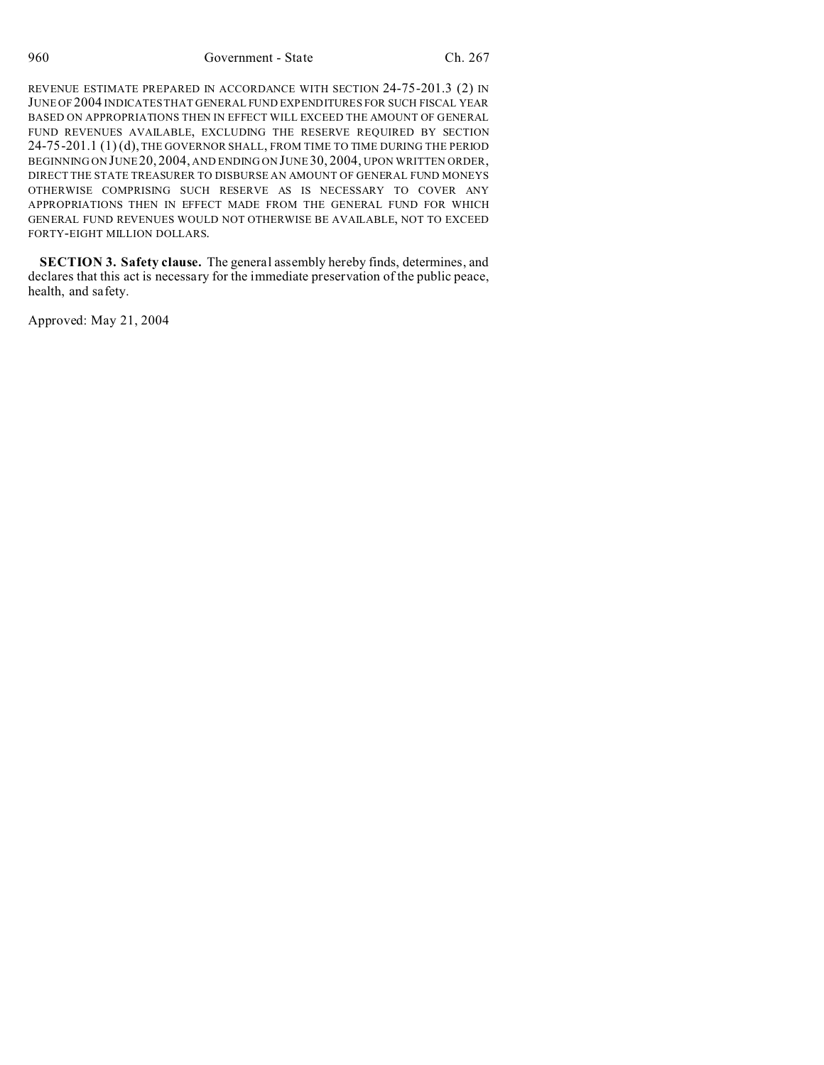REVENUE ESTIMATE PREPARED IN ACCORDANCE WITH SECTION 24-75-201.3 (2) IN JUNE OF 2004 INDICATES THAT GENERAL FUND EXPENDITURES FOR SUCH FISCAL YEAR BASED ON APPROPRIATIONS THEN IN EFFECT WILL EXCEED THE AMOUNT OF GENERAL FUND REVENUES AVAILABLE, EXCLUDING THE RESERVE REQUIRED BY SECTION 24-75-201.1 (1) (d), THE GOVERNOR SHALL, FROM TIME TO TIME DURING THE PERIOD BEGINNING ON JUNE 20, 2004, AND ENDING ON JUNE 30, 2004, UPON WRITTEN ORDER, DIRECT THE STATE TREASURER TO DISBURSE AN AMOUNT OF GENERAL FUND MONEYS OTHERWISE COMPRISING SUCH RESERVE AS IS NECESSARY TO COVER ANY APPROPRIATIONS THEN IN EFFECT MADE FROM THE GENERAL FUND FOR WHICH GENERAL FUND REVENUES WOULD NOT OTHERWISE BE AVAILABLE, NOT TO EXCEED FORTY-EIGHT MILLION DOLLARS.

**SECTION 3. Safety clause.** The general assembly hereby finds, determines, and declares that this act is necessary for the immediate preservation of the public peace, health, and safety.

Approved: May 21, 2004